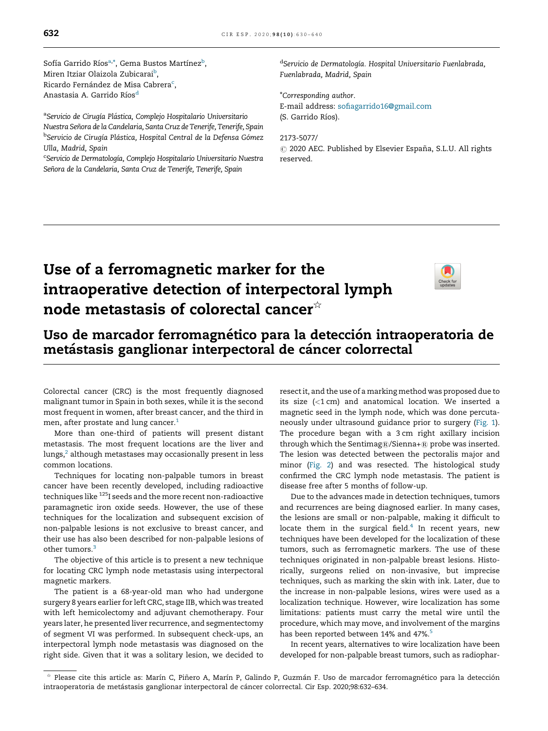Sofía Garrido Ríos[a,*], Gema Bustos Martínez[b], Miren Itziar Olaizola Zubicarai[b], Ricardo Fernández de Misa Cabrera[c], Anastasia A. Garrido Ríos[d]

[a] *Servicio de Cirugía Plástica, Complejo Hospitalario Universitario Nuestra Señora de la Candelaria, Santa Cruz de Tenerife, Tenerife, Spain*
[b] *Servicio de Cirugía Plástica, Hospital Central de la Defensa Gómez Ulla, Madrid, Spain*
[c] *Servicio de Dermatología, Complejo Hospitalario Universitario Nuestra Señora de la Candelaria, Santa Cruz de Tenerife, Tenerife, Spain*
[d] *Servicio de Dermatología. Hospital Universitario Fuenlabrada, Fuenlabrada, Madrid, Spain*

*Corresponding author.
E-mail address: sofiagarrido16@gmail.com
(S. Garrido Ríos).

2173-5077/
© 2020 AEC. Published by Elsevier España, S.L.U. All rights reserved.

# Use of a ferromagnetic marker for the intraoperative detection of interpectoral lymph node metastasis of colorectal cancer[☆]

## Uso de marcador ferromagnético para la detección intraoperatoria de metástasis ganglionar interpectoral de cáncer colorrectal

Colorectal cancer (CRC) is the most frequently diagnosed malignant tumor in Spain in both sexes, while it is the second most frequent in women, after breast cancer, and the third in men, after prostate and lung cancer.[1]

More than one-third of patients will present distant metastasis. The most frequent locations are the liver and lungs,[2] although metastases may occasionally present in less common locations.

Techniques for locating non-palpable tumors in breast cancer have been recently developed, including radioactive techniques like $^{125}$I seeds and the more recent non-radioactive paramagnetic iron oxide seeds. However, the use of these techniques for the localization and subsequent excision of non-palpable lesions is not exclusive to breast cancer, and their use has also been described for non-palpable lesions of other tumors.[3]

The objective of this article is to present a new technique for locating CRC lymph node metastasis using interpectoral magnetic markers.

The patient is a 68-year-old man who had undergone surgery 8 years earlier for left CRC, stage IIB, which was treated with left hemicolectomy and adjuvant chemotherapy. Four years later, he presented liver recurrence, and segmentectomy of segment VI was performed. In subsequent check-ups, an interpectoral lymph node metastasis was diagnosed on the right side. Given that it was a solitary lesion, we decided to resect it, and the use of a marking method was proposed due to its size (<1 cm) and anatomical location. We inserted a magnetic seed in the lymph node, which was done percutaneously under ultrasound guidance prior to surgery (Fig. 1). The procedure began with a 3 cm right axillary incision through which the Sentimag®/Sienna+® probe was inserted. The lesion was detected between the pectoralis major and minor (Fig. 2) and was resected. The histological study confirmed the CRC lymph node metastasis. The patient is disease free after 5 months of follow-up.

Due to the advances made in detection techniques, tumors and recurrences are being diagnosed earlier. In many cases, the lesions are small or non-palpable, making it difficult to locate them in the surgical field.[4] In recent years, new techniques have been developed for the localization of these tumors, such as ferromagnetic markers. The use of these techniques originated in non-palpable breast lesions. Historically, surgeons relied on non-invasive, but imprecise techniques, such as marking the skin with ink. Later, due to the increase in non-palpable lesions, wires were used as a localization technique. However, wire localization has some limitations: patients must carry the metal wire until the procedure, which may move, and involvement of the margins has been reported between 14% and 47%.[5]

In recent years, alternatives to wire localization have been developed for non-palpable breast tumors, such as radiophar-

☆ Please cite this article as: Marín C, Piñero A, Marín P, Galindo P, Guzmán F. Uso de marcador ferromagnético para la detección intraoperatoria de metástasis ganglionar interpectoral de cáncer colorrectal. Cir Esp. 2020;98:632–634.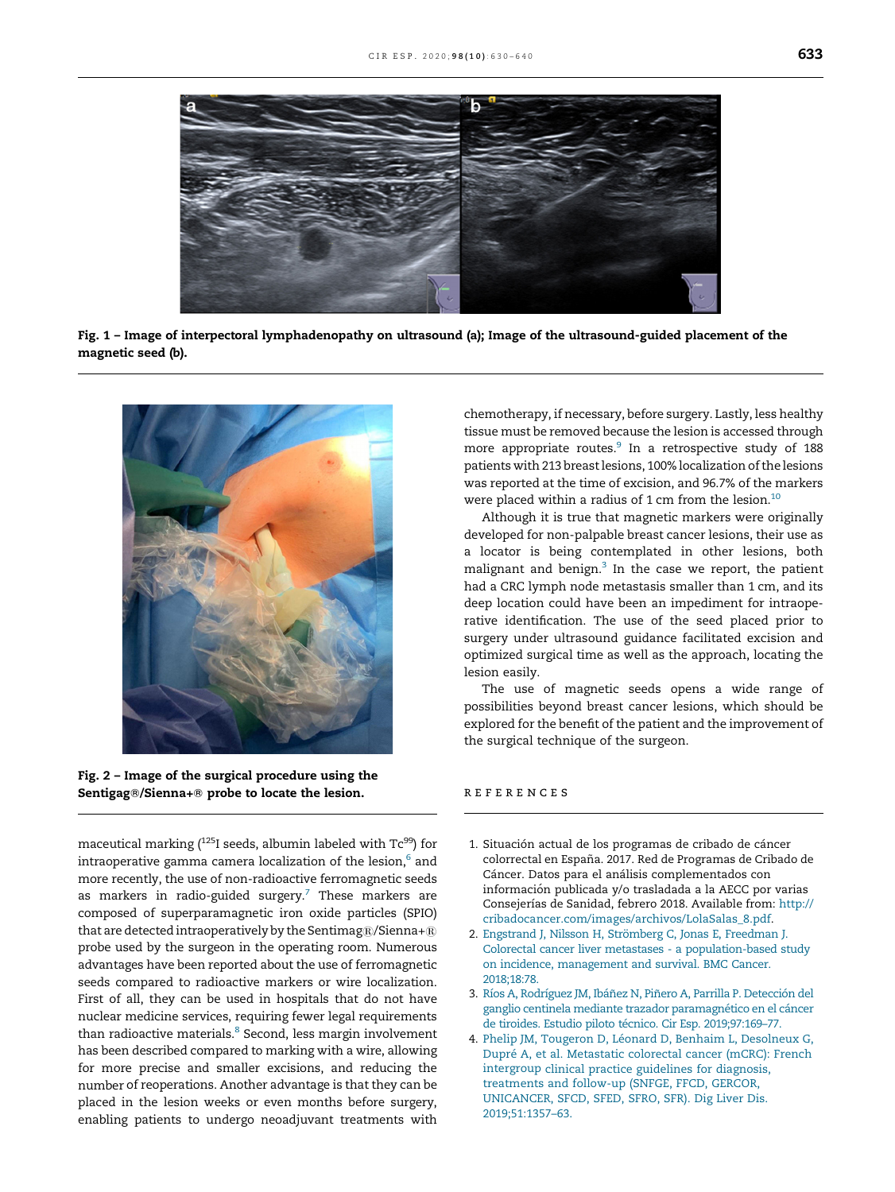Fig. 1 – Image of interpectoral lymphadenopathy on ultrasound (a); Image of the ultrasound-guided placement of the magnetic seed (b).

Fig. 2 – Image of the surgical procedure using the Sentigag®/Sienna+® probe to locate the lesion.

maceutical marking ($^{125}$I seeds, albumin labeled with Tc$^{99}$) for intraoperative gamma camera localization of the lesion,[6] and more recently, the use of non-radioactive ferromagnetic seeds as markers in radio-guided surgery.[7] These markers are composed of superparamagnetic iron oxide particles (SPIO) that are detected intraoperatively by the Sentimag®/Sienna+® probe used by the surgeon in the operating room. Numerous advantages have been reported about the use of ferromagnetic seeds compared to radioactive markers or wire localization. First of all, they can be used in hospitals that do not have nuclear medicine services, requiring fewer legal requirements than radioactive materials.[8] Second, less margin involvement has been described compared to marking with a wire, allowing for more precise and smaller excisions, and reducing the number of reoperations. Another advantage is that they can be placed in the lesion weeks or even months before surgery, enabling patients to undergo neoadjuvant treatments with chemotherapy, if necessary, before surgery. Lastly, less healthy tissue must be removed because the lesion is accessed through more appropriate routes.[9] In a retrospective study of 188 patients with 213 breast lesions, 100% localization of the lesions was reported at the time of excision, and 96.7% of the markers were placed within a radius of 1 cm from the lesion.[10]

Although it is true that magnetic markers were originally developed for non-palpable breast cancer lesions, their use as a locator is being contemplated in other lesions, both malignant and benign.[3] In the case we report, the patient had a CRC lymph node metastasis smaller than 1 cm, and its deep location could have been an impediment for intraoperative identification. The use of the seed placed prior to surgery under ultrasound guidance facilitated excision and optimized surgical time as well as the approach, locating the lesion easily.

The use of magnetic seeds opens a wide range of possibilities beyond breast cancer lesions, which should be explored for the benefit of the patient and the improvement of the surgical technique of the surgeon.

## REFERENCES

1. Situación actual de los programas de cribado de cáncer colorrectal en España. 2017. Red de Programas de Cribado de Cáncer. Datos para el análisis complementados con información publicada y/o trasladada a la AECC por varias Consejerías de Sanidad, febrero 2018. Available from: http://cribadocancer.com/images/archivos/LolaSalas_8.pdf.
2. Engstrand J, Nilsson H, Strömberg C, Jonas E, Freedman J. Colorectal cancer liver metastases - a population-based study on incidence, management and survival. BMC Cancer. 2018;18:78.
3. Ríos A, Rodríguez JM, Ibáñez N, Piñero A, Parrilla P. Detección del ganglio centinela mediante trazador paramagnético en el cáncer de tiroides. Estudio piloto técnico. Cir Esp. 2019;97:169–77.
4. Phelip JM, Tougeron D, Léonard D, Benhaim L, Desolneux G, Dupré A, et al. Metastatic colorectal cancer (mCRC): French intergroup clinical practice guidelines for diagnosis, treatments and follow-up (SNFGE, FFCD, GERCOR, UNICANCER, SFCD, SFED, SFRO, SFR). Dig Liver Dis. 2019;51:1357–63.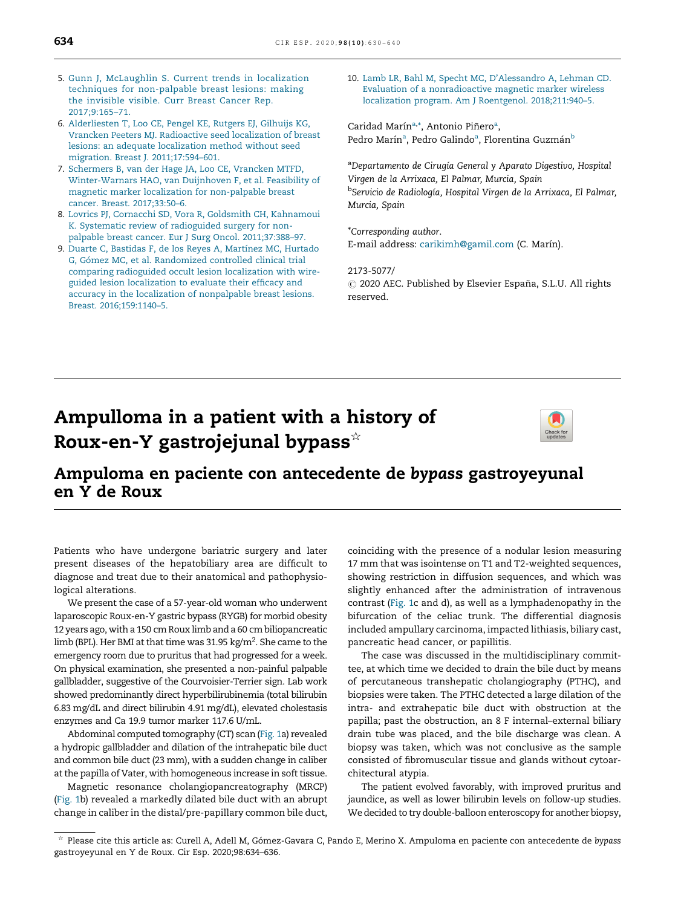5. Gunn J, McLaughlin S. Current trends in localization techniques for non-palpable breast lesions: making the invisible visible. Curr Breast Cancer Rep. 2017;9:165–71.
6. Alderliesten T, Loo CE, Pengel KE, Rutgers EJ, Gilhuijs KG, Vrancken Peeters MJ. Radioactive seed localization of breast lesions: an adequate localization method without seed migration. Breast J. 2011;17:594–601.
7. Schermers B, van der Hage JA, Loo CE, Vrancken MTFD, Winter-Warnars HAO, van Duijnhoven F, et al. Feasibility of magnetic marker localization for non-palpable breast cancer. Breast. 2017;33:50–6.
8. Lovrics PJ, Cornacchi SD, Vora R, Goldsmith CH, Kahnamoui K. Systematic review of radioguided surgery for non-palpable breast cancer. Eur J Surg Oncol. 2011;37:388–97.
9. Duarte C, Bastidas F, de los Reyes A, Martínez MC, Hurtado G, Gómez MC, et al. Randomized controlled clinical trial comparing radioguided occult lesion localization with wire-guided lesion localization to evaluate their efficacy and accuracy in the localization of nonpalpable breast lesions. Breast. 2016;159:1140–5.
10. Lamb LR, Bahl M, Specht MC, D'Alessandro A, Lehman CD. Evaluation of a nonradioactive magnetic marker wireless localization program. Am J Roentgenol. 2018;211:940–5.

Caridad Marín[a,*], Antonio Piñero[a], Pedro Marín[a], Pedro Galindo[a], Florentina Guzmán[b]

[a]*Departamento de Cirugía General y Aparato Digestivo, Hospital Virgen de la Arrixaca, El Palmar, Murcia, Spain*
[b]*Servicio de Radiología, Hospital Virgen de la Arrixaca, El Palmar, Murcia, Spain*

*Corresponding author.
E-mail address: carikimh@gamil.com (C. Marín).

2173-5077/
© 2020 AEC. Published by Elsevier España, S.L.U. All rights reserved.

# Ampulloma in a patient with a history of Roux-en-Y gastrojejunal bypass[☆]

## Ampuloma en paciente con antecedente de *bypass* gastroyeyunal en Y de Roux

Patients who have undergone bariatric surgery and later present diseases of the hepatobiliary area are difficult to diagnose and treat due to their anatomical and pathophysiological alterations.

We present the case of a 57-year-old woman who underwent laparoscopic Roux-en-Y gastric bypass (RYGB) for morbid obesity 12 years ago, with a 150 cm Roux limb and a 60 cm biliopancreatic limb (BPL). Her BMI at that time was 31.95 kg/m$^2$. She came to the emergency room due to pruritus that had progressed for a week. On physical examination, she presented a non-painful palpable gallbladder, suggestive of the Courvoisier-Terrier sign. Lab work showed predominantly direct hyperbilirubinemia (total bilirubin 6.83 mg/dL and direct bilirubin 4.91 mg/dL), elevated cholestasis enzymes and Ca 19.9 tumor marker 117.6 U/mL.

Abdominal computed tomography (CT) scan (Fig. 1a) revealed a hydropic gallbladder and dilation of the intrahepatic bile duct and common bile duct (23 mm), with a sudden change in caliber at the papilla of Vater, with homogeneous increase in soft tissue.

Magnetic resonance cholangiopancreatography (MRCP) (Fig. 1b) revealed a markedly dilated bile duct with an abrupt change in caliber in the distal/pre-papillary common bile duct, coinciding with the presence of a nodular lesion measuring 17 mm that was isointense on T1 and T2-weighted sequences, showing restriction in diffusion sequences, and which was slightly enhanced after the administration of intravenous contrast (Fig. 1c and d), as well as a lymphadenopathy in the bifurcation of the celiac trunk. The differential diagnosis included ampullary carcinoma, impacted lithiasis, biliary cast, pancreatic head cancer, or papillitis.

The case was discussed in the multidisciplinary committee, at which time we decided to drain the bile duct by means of percutaneous transhepatic cholangiography (PTHC), and biopsies were taken. The PTHC detected a large dilation of the intra- and extrahepatic bile duct with obstruction at the papilla; past the obstruction, an 8 F internal–external biliary drain tube was placed, and the bile discharge was clean. A biopsy was taken, which was not conclusive as the sample consisted of fibromuscular tissue and glands without cytoarchitectural atypia.

The patient evolved favorably, with improved pruritus and jaundice, as well as lower bilirubin levels on follow-up studies. We decided to try double-balloon enteroscopy for another biopsy,

[☆] Please cite this article as: Curell A, Adell M, Gómez-Gavara C, Pando E, Merino X. Ampuloma en paciente con antecedente de *bypass* gastroyeyunal en Y de Roux. Cir Esp. 2020;98:634–636.